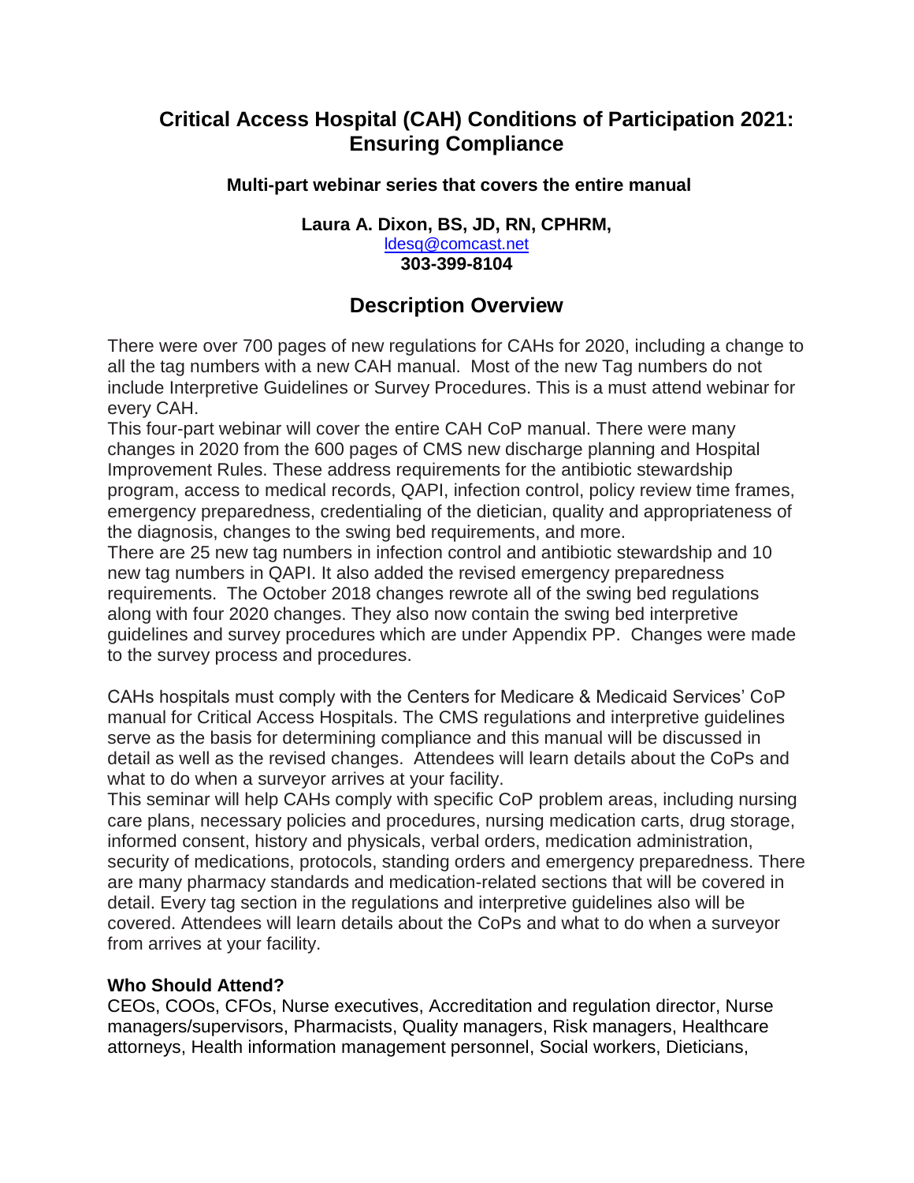# Critical Access Hospital (CAH) Conditions of Participation 2021: Ensuring Compliance

**Multi-part webinar series that covers the entire manual**

**Laura A. Dixon, BS, JD, RN, CPHRM,**
ldesq@comcast.net
**303-399-8104**

## Description Overview

There were over 700 pages of new regulations for CAHs for 2020, including a change to all the tag numbers with a new CAH manual. Most of the new Tag numbers do not include Interpretive Guidelines or Survey Procedures. This is a must attend webinar for every CAH.
This four-part webinar will cover the entire CAH CoP manual. There were many changes in 2020 from the 600 pages of CMS new discharge planning and Hospital Improvement Rules. These address requirements for the antibiotic stewardship program, access to medical records, QAPI, infection control, policy review time frames, emergency preparedness, credentialing of the dietician, quality and appropriateness of the diagnosis, changes to the swing bed requirements, and more.
There are 25 new tag numbers in infection control and antibiotic stewardship and 10 new tag numbers in QAPI. It also added the revised emergency preparedness requirements. The October 2018 changes rewrote all of the swing bed regulations along with four 2020 changes. They also now contain the swing bed interpretive guidelines and survey procedures which are under Appendix PP. Changes were made to the survey process and procedures.

CAHs hospitals must comply with the Centers for Medicare & Medicaid Services' CoP manual for Critical Access Hospitals. The CMS regulations and interpretive guidelines serve as the basis for determining compliance and this manual will be discussed in detail as well as the revised changes. Attendees will learn details about the CoPs and what to do when a surveyor arrives at your facility.
This seminar will help CAHs comply with specific CoP problem areas, including nursing care plans, necessary policies and procedures, nursing medication carts, drug storage, informed consent, history and physicals, verbal orders, medication administration, security of medications, protocols, standing orders and emergency preparedness. There are many pharmacy standards and medication-related sections that will be covered in detail. Every tag section in the regulations and interpretive guidelines also will be covered. Attendees will learn details about the CoPs and what to do when a surveyor from arrives at your facility.

**Who Should Attend?**
CEOs, COOs, CFOs, Nurse executives, Accreditation and regulation director, Nurse managers/supervisors, Pharmacists, Quality managers, Risk managers, Healthcare attorneys, Health information management personnel, Social workers, Dieticians,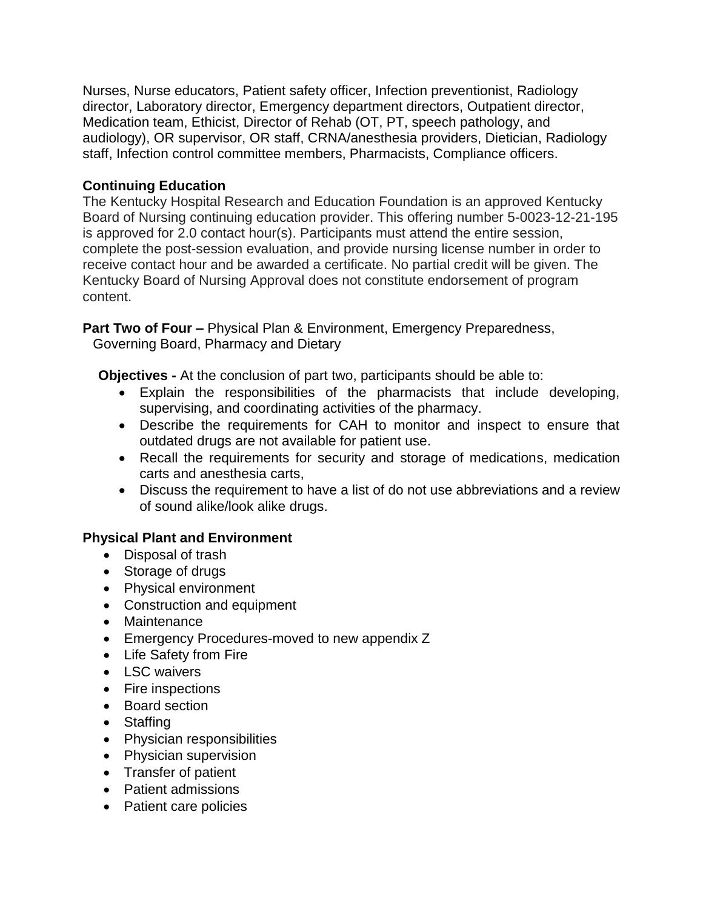Nurses, Nurse educators, Patient safety officer, Infection preventionist, Radiology director, Laboratory director, Emergency department directors, Outpatient director, Medication team, Ethicist, Director of Rehab (OT, PT, speech pathology, and audiology), OR supervisor, OR staff, CRNA/anesthesia providers, Dietician, Radiology staff, Infection control committee members, Pharmacists, Compliance officers.

**Continuing Education**
The Kentucky Hospital Research and Education Foundation is an approved Kentucky Board of Nursing continuing education provider. This offering number 5-0023-12-21-195 is approved for 2.0 contact hour(s). Participants must attend the entire session, complete the post-session evaluation, and provide nursing license number in order to receive contact hour and be awarded a certificate. No partial credit will be given. The Kentucky Board of Nursing Approval does not constitute endorsement of program content.

**Part Two of Four –** Physical Plan & Environment, Emergency Preparedness, Governing Board, Pharmacy and Dietary

**Objectives -** At the conclusion of part two, participants should be able to:

- Explain the responsibilities of the pharmacists that include developing, supervising, and coordinating activities of the pharmacy.
- Describe the requirements for CAH to monitor and inspect to ensure that outdated drugs are not available for patient use.
- Recall the requirements for security and storage of medications, medication carts and anesthesia carts,
- Discuss the requirement to have a list of do not use abbreviations and a review of sound alike/look alike drugs.

**Physical Plant and Environment**

- Disposal of trash
- Storage of drugs
- Physical environment
- Construction and equipment
- Maintenance
- Emergency Procedures-moved to new appendix Z
- Life Safety from Fire
- LSC waivers
- Fire inspections
- Board section
- Staffing
- Physician responsibilities
- Physician supervision
- Transfer of patient
- Patient admissions
- Patient care policies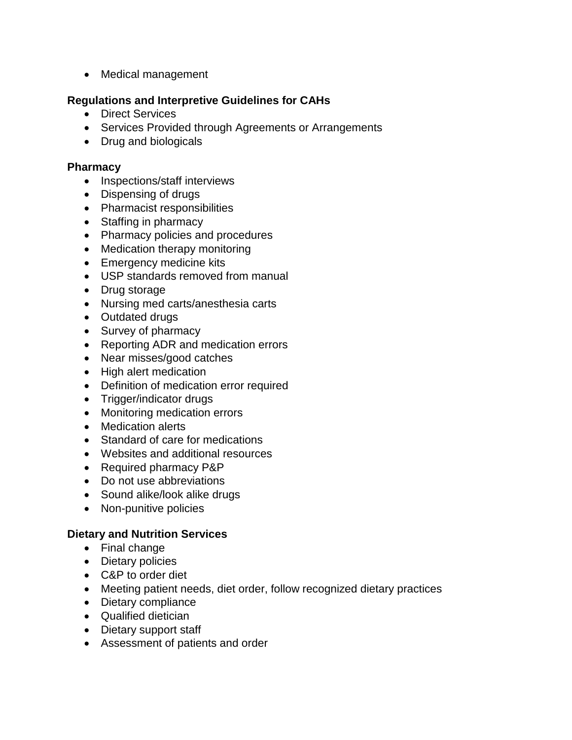- Medical management

**Regulations and Interpretive Guidelines for CAHs**

- Direct Services
- Services Provided through Agreements or Arrangements
- Drug and biologicals

**Pharmacy**

- Inspections/staff interviews
- Dispensing of drugs
- Pharmacist responsibilities
- Staffing in pharmacy
- Pharmacy policies and procedures
- Medication therapy monitoring
- Emergency medicine kits
- USP standards removed from manual
- Drug storage
- Nursing med carts/anesthesia carts
- Outdated drugs
- Survey of pharmacy
- Reporting ADR and medication errors
- Near misses/good catches
- High alert medication
- Definition of medication error required
- Trigger/indicator drugs
- Monitoring medication errors
- Medication alerts
- Standard of care for medications
- Websites and additional resources
- Required pharmacy P&P
- Do not use abbreviations
- Sound alike/look alike drugs
- Non-punitive policies

**Dietary and Nutrition Services**

- Final change
- Dietary policies
- C&P to order diet
- Meeting patient needs, diet order, follow recognized dietary practices
- Dietary compliance
- Qualified dietician
- Dietary support staff
- Assessment of patients and order